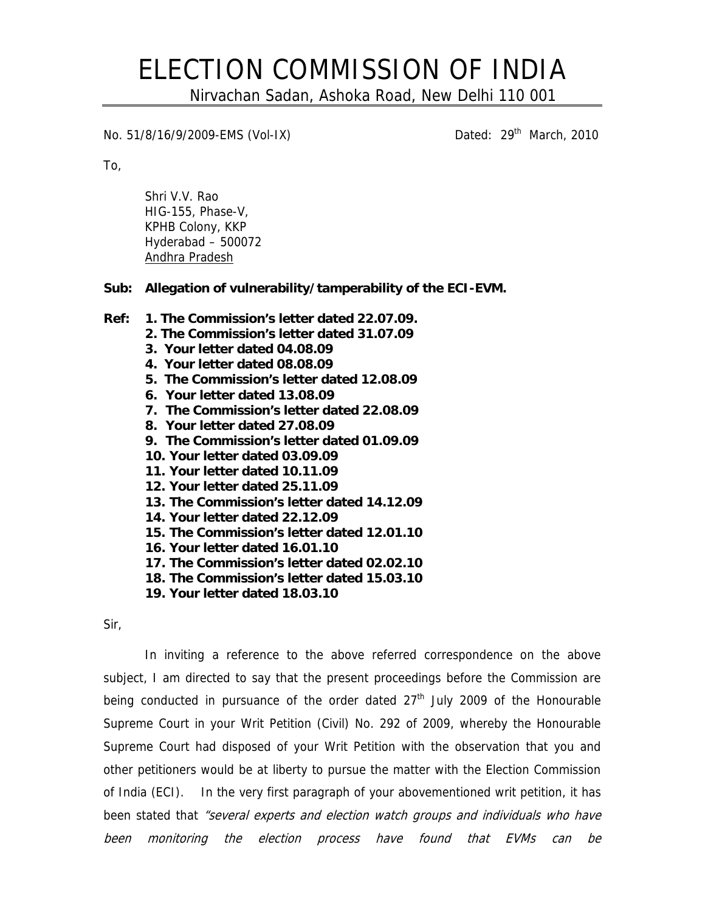# ELECTION COMMISSION OF INDIA

Nirvachan Sadan, Ashoka Road, New Delhi 110 001

No. 51/8/16/9/2009-EMS (Vol-IX) Dated: 29th March, 2010

To,

Shri V.V. Rao
HIG-155, Phase-V,
KPHB Colony, KKP
Hyderabad – 500072
Andhra Pradesh

**Sub: Allegation of vulnerability/tamperability of the ECI-EVM.**

**Ref:**
1. **The Commission's letter dated 22.07.09.**
2. **The Commission's letter dated 31.07.09**
3. **Your letter dated 04.08.09**
4. **Your letter dated 08.08.09**
5. **The Commission's letter dated 12.08.09**
6. **Your letter dated 13.08.09**
7. **The Commission's letter dated 22.08.09**
8. **Your letter dated 27.08.09**
9. **The Commission's letter dated 01.09.09**
10. **Your letter dated 03.09.09**
11. **Your letter dated 10.11.09**
12. **Your letter dated 25.11.09**
13. **The Commission's letter dated 14.12.09**
14. **Your letter dated 22.12.09**
15. **The Commission's letter dated 12.01.10**
16. **Your letter dated 16.01.10**
17. **The Commission's letter dated 02.02.10**
18. **The Commission's letter dated 15.03.10**
19. **Your letter dated 18.03.10**

Sir,

In inviting a reference to the above referred correspondence on the above subject, I am directed to say that the present proceedings before the Commission are being conducted in pursuance of the order dated 27th July 2009 of the Honourable Supreme Court in your Writ Petition (Civil) No. 292 of 2009, whereby the Honourable Supreme Court had disposed of your Writ Petition with the observation that you and other petitioners would be at liberty to pursue the matter with the Election Commission of India (ECI). In the very first paragraph of your abovementioned writ petition, it has been stated that *"several experts and election watch groups and individuals who have been monitoring the election process have found that EVMs can be*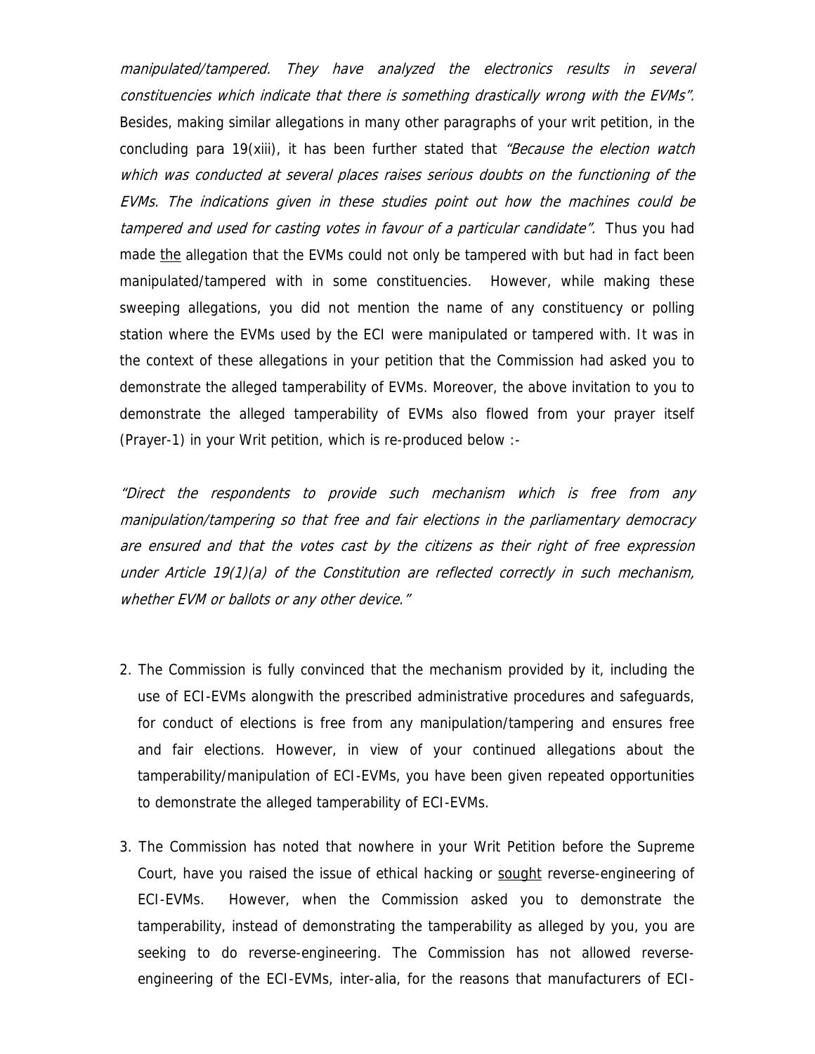*manipulated/tampered. They have analyzed the electronics results in several constituencies which indicate that there is something drastically wrong with the EVMs".* Besides, making similar allegations in many other paragraphs of your writ petition, in the concluding para 19(xiii), it has been further stated that *"Because the election watch which was conducted at several places raises serious doubts on the functioning of the EVMs. The indications given in these studies point out how the machines could be tampered and used for casting votes in favour of a particular candidate".* Thus you had made the allegation that the EVMs could not only be tampered with but had in fact been manipulated/tampered with in some constituencies. However, while making these sweeping allegations, you did not mention the name of any constituency or polling station where the EVMs used by the ECI were manipulated or tampered with. It was in the context of these allegations in your petition that the Commission had asked you to demonstrate the alleged tamperability of EVMs. Moreover, the above invitation to you to demonstrate the alleged tamperability of EVMs also flowed from your prayer itself (Prayer-1) in your Writ petition, which is re-produced below :-

*"Direct the respondents to provide such mechanism which is free from any manipulation/tampering so that free and fair elections in the parliamentary democracy are ensured and that the votes cast by the citizens as their right of free expression under Article 19(1)(a) of the Constitution are reflected correctly in such mechanism, whether EVM or ballots or any other device."*

2. The Commission is fully convinced that the mechanism provided by it, including the use of ECI-EVMs alongwith the prescribed administrative procedures and safeguards, for conduct of elections is free from any manipulation/tampering and ensures free and fair elections. However, in view of your continued allegations about the tamperability/manipulation of ECI-EVMs, you have been given repeated opportunities to demonstrate the alleged tamperability of ECI-EVMs.

3. The Commission has noted that nowhere in your Writ Petition before the Supreme Court, have you raised the issue of ethical hacking or sought reverse-engineering of ECI-EVMs. However, when the Commission asked you to demonstrate the tamperability, instead of demonstrating the tamperability as alleged by you, you are seeking to do reverse-engineering. The Commission has not allowed reverse-engineering of the ECI-EVMs, inter-alia, for the reasons that manufacturers of ECI-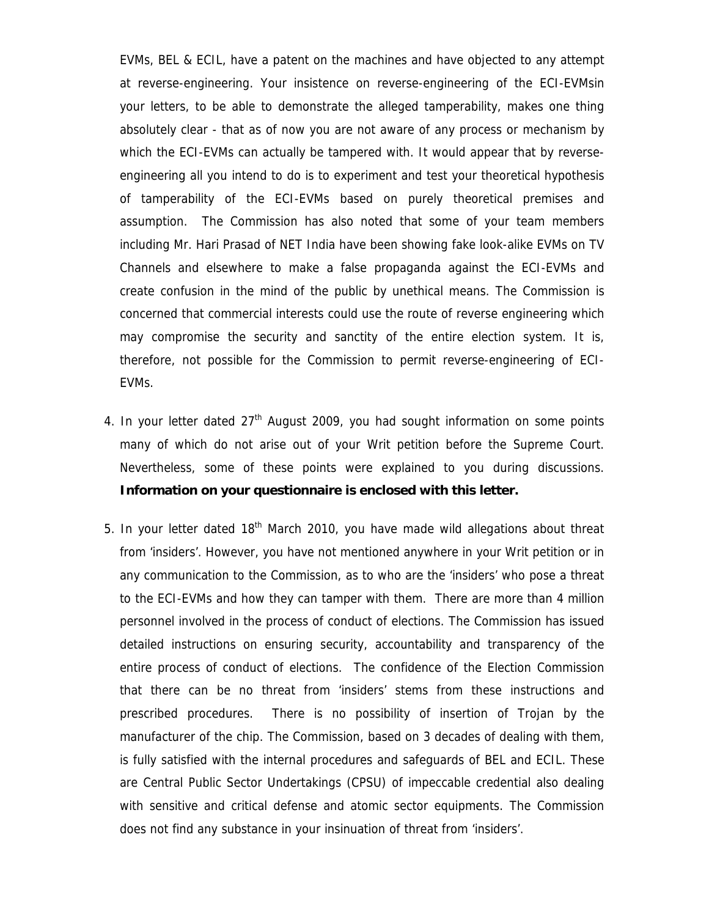EVMs, BEL & ECIL, have a patent on the machines and have objected to any attempt at reverse-engineering. Your insistence on reverse-engineering of the ECI-EVMsin your letters, to be able to demonstrate the alleged tamperability, makes one thing absolutely clear - that as of now you are not aware of any process or mechanism by which the ECI-EVMs can actually be tampered with. It would appear that by reverse-engineering all you intend to do is to experiment and test your theoretical hypothesis of tamperability of the ECI-EVMs based on purely theoretical premises and assumption. The Commission has also noted that some of your team members including Mr. Hari Prasad of NET India have been showing fake look-alike EVMs on TV Channels and elsewhere to make a false propaganda against the ECI-EVMs and create confusion in the mind of the public by unethical means. The Commission is concerned that commercial interests could use the route of reverse engineering which may compromise the security and sanctity of the entire election system. It is, therefore, not possible for the Commission to permit reverse-engineering of ECI-EVMs.

4. In your letter dated 27th August 2009, you had sought information on some points many of which do not arise out of your Writ petition before the Supreme Court. Nevertheless, some of these points were explained to you during discussions. **Information on your questionnaire is enclosed with this letter.**

5. In your letter dated 18th March 2010, you have made wild allegations about threat from 'insiders'. However, you have not mentioned anywhere in your Writ petition or in any communication to the Commission, as to who are the 'insiders' who pose a threat to the ECI-EVMs and how they can tamper with them. There are more than 4 million personnel involved in the process of conduct of elections. The Commission has issued detailed instructions on ensuring security, accountability and transparency of the entire process of conduct of elections. The confidence of the Election Commission that there can be no threat from 'insiders' stems from these instructions and prescribed procedures. There is no possibility of insertion of Trojan by the manufacturer of the chip. The Commission, based on 3 decades of dealing with them, is fully satisfied with the internal procedures and safeguards of BEL and ECIL. These are Central Public Sector Undertakings (CPSU) of impeccable credential also dealing with sensitive and critical defense and atomic sector equipments. The Commission does not find any substance in your insinuation of threat from 'insiders'.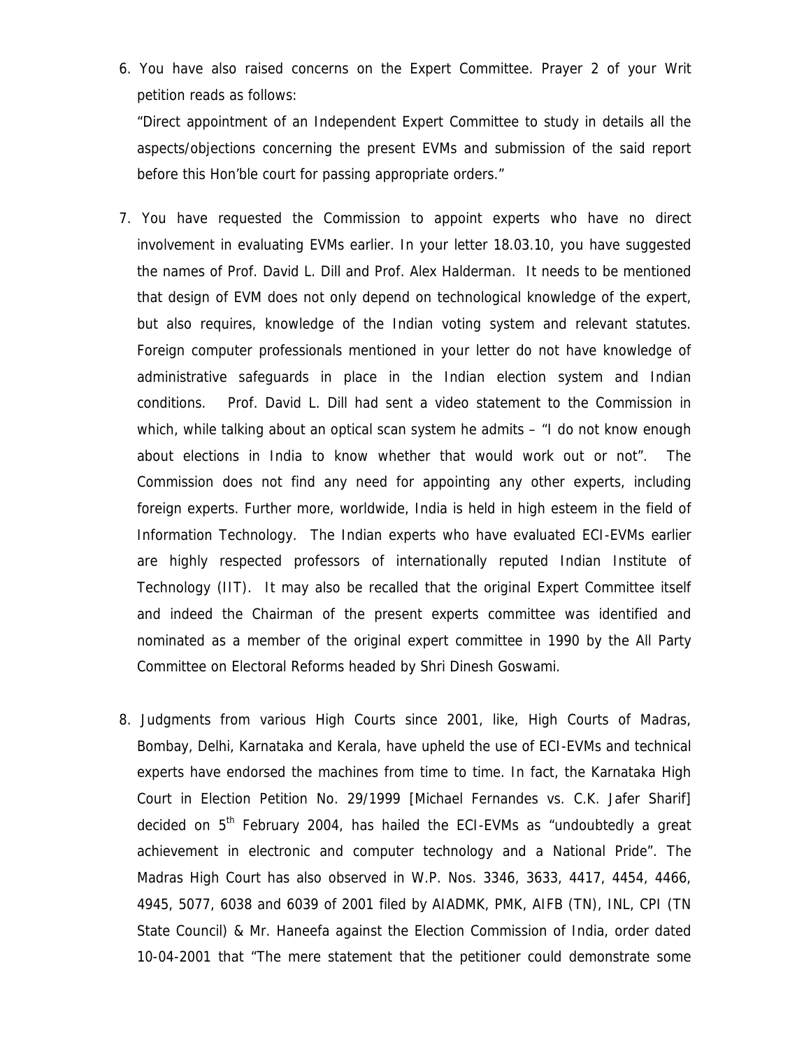6. You have also raised concerns on the Expert Committee. Prayer 2 of your Writ petition reads as follows:

   "Direct appointment of an Independent Expert Committee to study in details all the aspects/objections concerning the present EVMs and submission of the said report before this Hon'ble court for passing appropriate orders."

7. You have requested the Commission to appoint experts who have no direct involvement in evaluating EVMs earlier. In your letter 18.03.10, you have suggested the names of Prof. David L. Dill and Prof. Alex Halderman. It needs to be mentioned that design of EVM does not only depend on technological knowledge of the expert, but also requires, knowledge of the Indian voting system and relevant statutes. Foreign computer professionals mentioned in your letter do not have knowledge of administrative safeguards in place in the Indian election system and Indian conditions. Prof. David L. Dill had sent a video statement to the Commission in which, while talking about an optical scan system he admits – "I do not know enough about elections in India to know whether that would work out or not". The Commission does not find any need for appointing any other experts, including foreign experts. Further more, worldwide, India is held in high esteem in the field of Information Technology. The Indian experts who have evaluated ECI-EVMs earlier are highly respected professors of internationally reputed Indian Institute of Technology (IIT). It may also be recalled that the original Expert Committee itself and indeed the Chairman of the present experts committee was identified and nominated as a member of the original expert committee in 1990 by the All Party Committee on Electoral Reforms headed by Shri Dinesh Goswami.

8. Judgments from various High Courts since 2001, like, High Courts of Madras, Bombay, Delhi, Karnataka and Kerala, have upheld the use of ECI-EVMs and technical experts have endorsed the machines from time to time. In fact, the Karnataka High Court in Election Petition No. 29/1999 [Michael Fernandes vs. C.K. Jafer Sharif] decided on 5th February 2004, has hailed the ECI-EVMs as "undoubtedly a great achievement in electronic and computer technology and a National Pride". The Madras High Court has also observed in W.P. Nos. 3346, 3633, 4417, 4454, 4466, 4945, 5077, 6038 and 6039 of 2001 filed by AIADMK, PMK, AIFB (TN), INL, CPI (TN State Council) & Mr. Haneefa against the Election Commission of India, order dated 10-04-2001 that "The mere statement that the petitioner could demonstrate some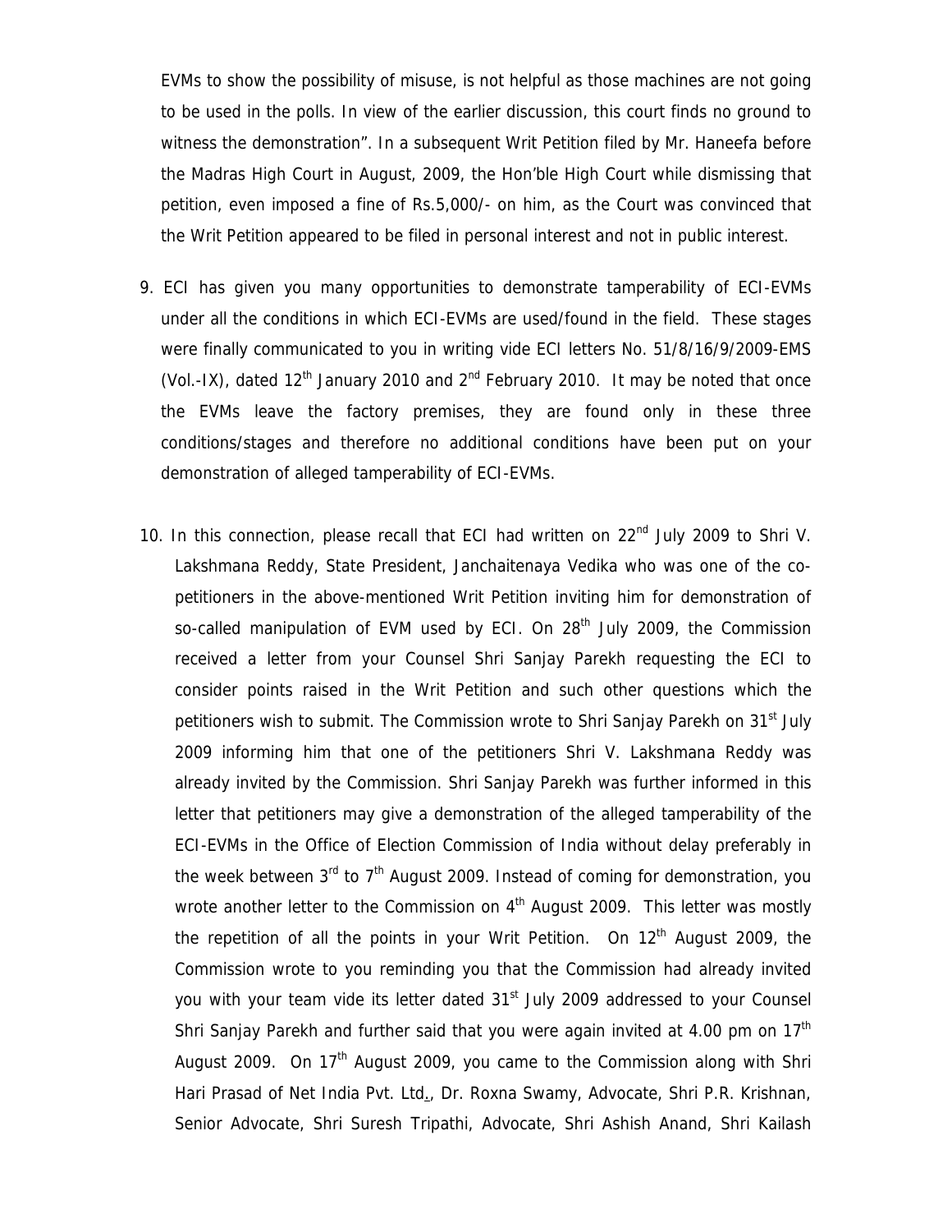EVMs to show the possibility of misuse, is not helpful as those machines are not going to be used in the polls. In view of the earlier discussion, this court finds no ground to witness the demonstration". In a subsequent Writ Petition filed by Mr. Haneefa before the Madras High Court in August, 2009, the Hon'ble High Court while dismissing that petition, even imposed a fine of Rs.5,000/- on him, as the Court was convinced that the Writ Petition appeared to be filed in personal interest and not in public interest.

9. ECI has given you many opportunities to demonstrate tamperability of ECI-EVMs under all the conditions in which ECI-EVMs are used/found in the field. These stages were finally communicated to you in writing vide ECI letters No. 51/8/16/9/2009-EMS (Vol.-IX), dated 12th January 2010 and 2nd February 2010. It may be noted that once the EVMs leave the factory premises, they are found only in these three conditions/stages and therefore no additional conditions have been put on your demonstration of alleged tamperability of ECI-EVMs.

10. In this connection, please recall that ECI had written on 22nd July 2009 to Shri V. Lakshmana Reddy, State President, Janchaitenaya Vedika who was one of the co-petitioners in the above-mentioned Writ Petition inviting him for demonstration of so-called manipulation of EVM used by ECI. On 28th July 2009, the Commission received a letter from your Counsel Shri Sanjay Parekh requesting the ECI to consider points raised in the Writ Petition and such other questions which the petitioners wish to submit. The Commission wrote to Shri Sanjay Parekh on 31st July 2009 informing him that one of the petitioners Shri V. Lakshmana Reddy was already invited by the Commission. Shri Sanjay Parekh was further informed in this letter that petitioners may give a demonstration of the alleged tamperability of the ECI-EVMs in the Office of Election Commission of India without delay preferably in the week between 3rd to 7th August 2009. Instead of coming for demonstration, you wrote another letter to the Commission on 4th August 2009. This letter was mostly the repetition of all the points in your Writ Petition. On 12th August 2009, the Commission wrote to you reminding you that the Commission had already invited you with your team vide its letter dated 31st July 2009 addressed to your Counsel Shri Sanjay Parekh and further said that you were again invited at 4.00 pm on 17th August 2009. On 17th August 2009, you came to the Commission along with Shri Hari Prasad of Net India Pvt. Ltd., Dr. Roxna Swamy, Advocate, Shri P.R. Krishnan, Senior Advocate, Shri Suresh Tripathi, Advocate, Shri Ashish Anand, Shri Kailash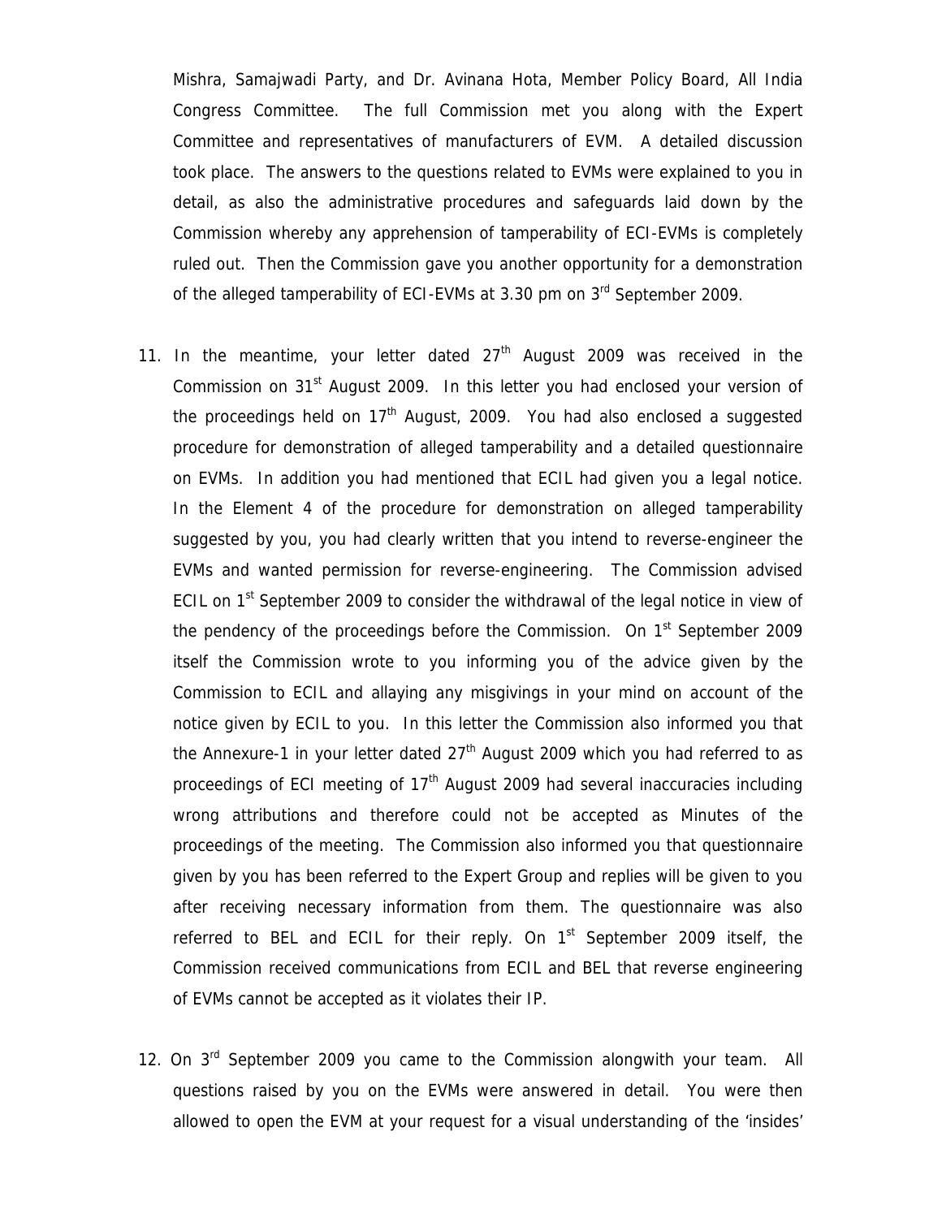Mishra, Samajwadi Party, and Dr. Avinana Hota, Member Policy Board, All India Congress Committee. The full Commission met you along with the Expert Committee and representatives of manufacturers of EVM. A detailed discussion took place. The answers to the questions related to EVMs were explained to you in detail, as also the administrative procedures and safeguards laid down by the Commission whereby any apprehension of tamperability of ECI-EVMs is completely ruled out. Then the Commission gave you another opportunity for a demonstration of the alleged tamperability of ECI-EVMs at 3.30 pm on 3rd September 2009.

11. In the meantime, your letter dated 27th August 2009 was received in the Commission on 31st August 2009. In this letter you had enclosed your version of the proceedings held on 17th August, 2009. You had also enclosed a suggested procedure for demonstration of alleged tamperability and a detailed questionnaire on EVMs. In addition you had mentioned that ECIL had given you a legal notice. In the Element 4 of the procedure for demonstration on alleged tamperability suggested by you, you had clearly written that you intend to reverse-engineer the EVMs and wanted permission for reverse-engineering. The Commission advised ECIL on 1st September 2009 to consider the withdrawal of the legal notice in view of the pendency of the proceedings before the Commission. On 1st September 2009 itself the Commission wrote to you informing you of the advice given by the Commission to ECIL and allaying any misgivings in your mind on account of the notice given by ECIL to you. In this letter the Commission also informed you that the Annexure-1 in your letter dated 27th August 2009 which you had referred to as proceedings of ECI meeting of 17th August 2009 had several inaccuracies including wrong attributions and therefore could not be accepted as Minutes of the proceedings of the meeting. The Commission also informed you that questionnaire given by you has been referred to the Expert Group and replies will be given to you after receiving necessary information from them. The questionnaire was also referred to BEL and ECIL for their reply. On 1st September 2009 itself, the Commission received communications from ECIL and BEL that reverse engineering of EVMs cannot be accepted as it violates their IP.

12. On 3rd September 2009 you came to the Commission alongwith your team. All questions raised by you on the EVMs were answered in detail. You were then allowed to open the EVM at your request for a visual understanding of the 'insides'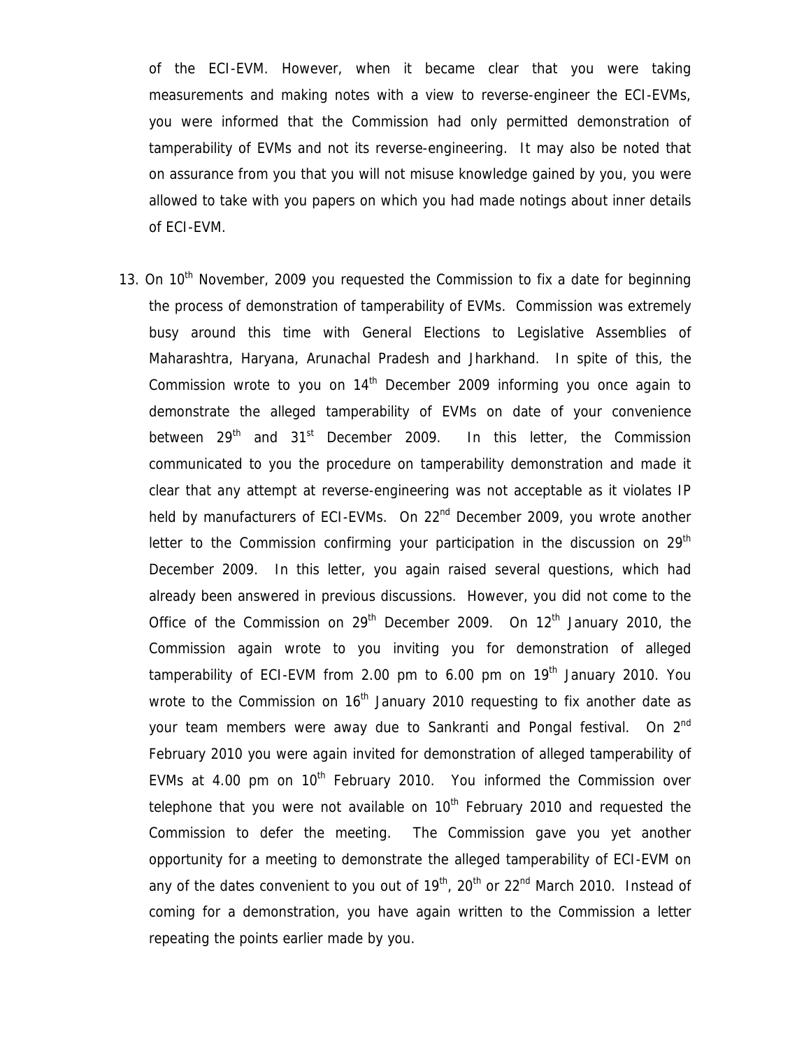of the ECI-EVM. However, when it became clear that you were taking measurements and making notes with a view to reverse-engineer the ECI-EVMs, you were informed that the Commission had only permitted demonstration of tamperability of EVMs and not its reverse-engineering. It may also be noted that on assurance from you that you will not misuse knowledge gained by you, you were allowed to take with you papers on which you had made notings about inner details of ECI-EVM.

13. On 10th November, 2009 you requested the Commission to fix a date for beginning the process of demonstration of tamperability of EVMs. Commission was extremely busy around this time with General Elections to Legislative Assemblies of Maharashtra, Haryana, Arunachal Pradesh and Jharkhand. In spite of this, the Commission wrote to you on 14th December 2009 informing you once again to demonstrate the alleged tamperability of EVMs on date of your convenience between 29th and 31st December 2009. In this letter, the Commission communicated to you the procedure on tamperability demonstration and made it clear that any attempt at reverse-engineering was not acceptable as it violates IP held by manufacturers of ECI-EVMs. On 22nd December 2009, you wrote another letter to the Commission confirming your participation in the discussion on 29th December 2009. In this letter, you again raised several questions, which had already been answered in previous discussions. However, you did not come to the Office of the Commission on 29th December 2009. On 12th January 2010, the Commission again wrote to you inviting you for demonstration of alleged tamperability of ECI-EVM from 2.00 pm to 6.00 pm on 19th January 2010. You wrote to the Commission on 16th January 2010 requesting to fix another date as your team members were away due to Sankranti and Pongal festival. On 2nd February 2010 you were again invited for demonstration of alleged tamperability of EVMs at 4.00 pm on 10th February 2010. You informed the Commission over telephone that you were not available on 10th February 2010 and requested the Commission to defer the meeting. The Commission gave you yet another opportunity for a meeting to demonstrate the alleged tamperability of ECI-EVM on any of the dates convenient to you out of 19th, 20th or 22nd March 2010. Instead of coming for a demonstration, you have again written to the Commission a letter repeating the points earlier made by you.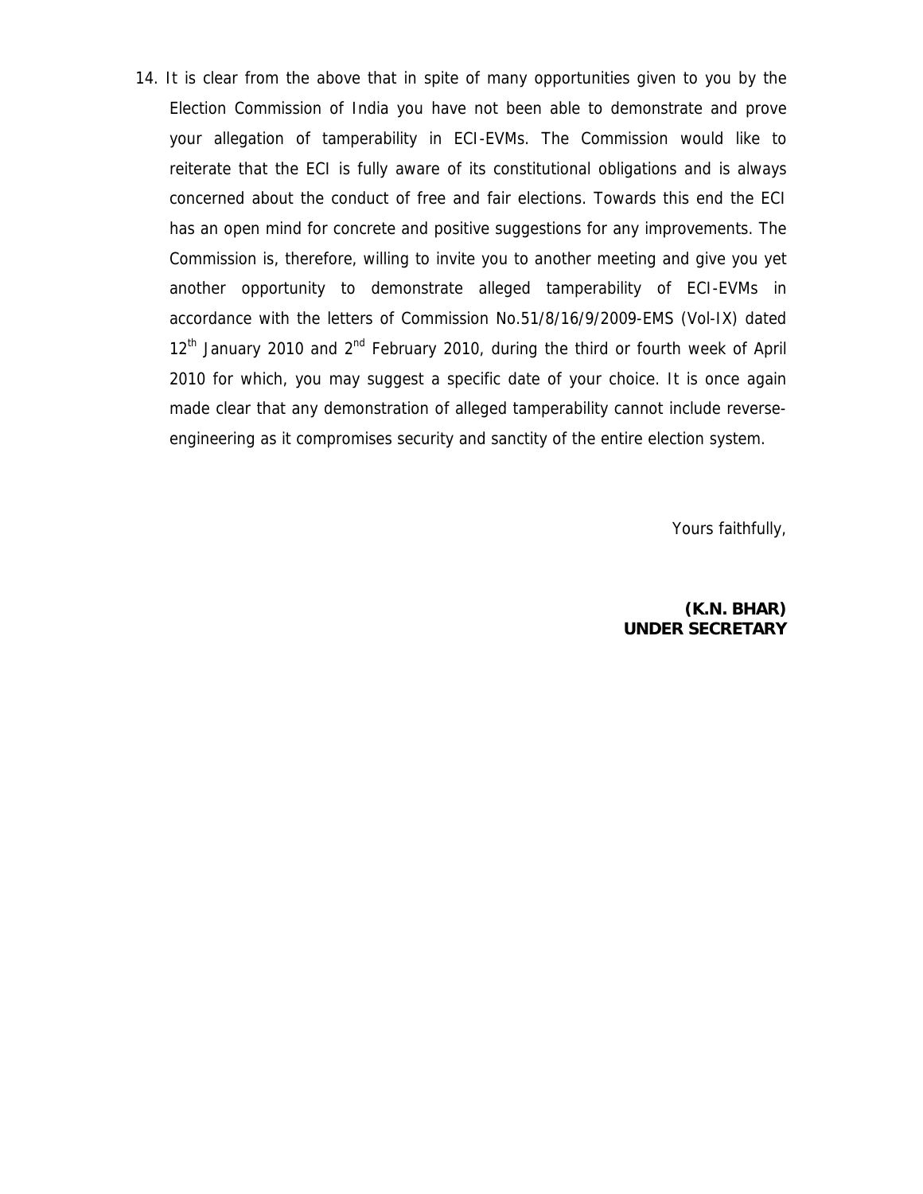14. It is clear from the above that in spite of many opportunities given to you by the Election Commission of India you have not been able to demonstrate and prove your allegation of tamperability in ECI-EVMs. The Commission would like to reiterate that the ECI is fully aware of its constitutional obligations and is always concerned about the conduct of free and fair elections. Towards this end the ECI has an open mind for concrete and positive suggestions for any improvements. The Commission is, therefore, willing to invite you to another meeting and give you yet another opportunity to demonstrate alleged tamperability of ECI-EVMs in accordance with the letters of Commission No.51/8/16/9/2009-EMS (Vol-IX) dated 12th January 2010 and 2nd February 2010, during the third or fourth week of April 2010 for which, you may suggest a specific date of your choice. It is once again made clear that any demonstration of alleged tamperability cannot include reverse-engineering as it compromises security and sanctity of the entire election system.

Yours faithfully,

**(K.N. BHAR)**
**UNDER SECRETARY**